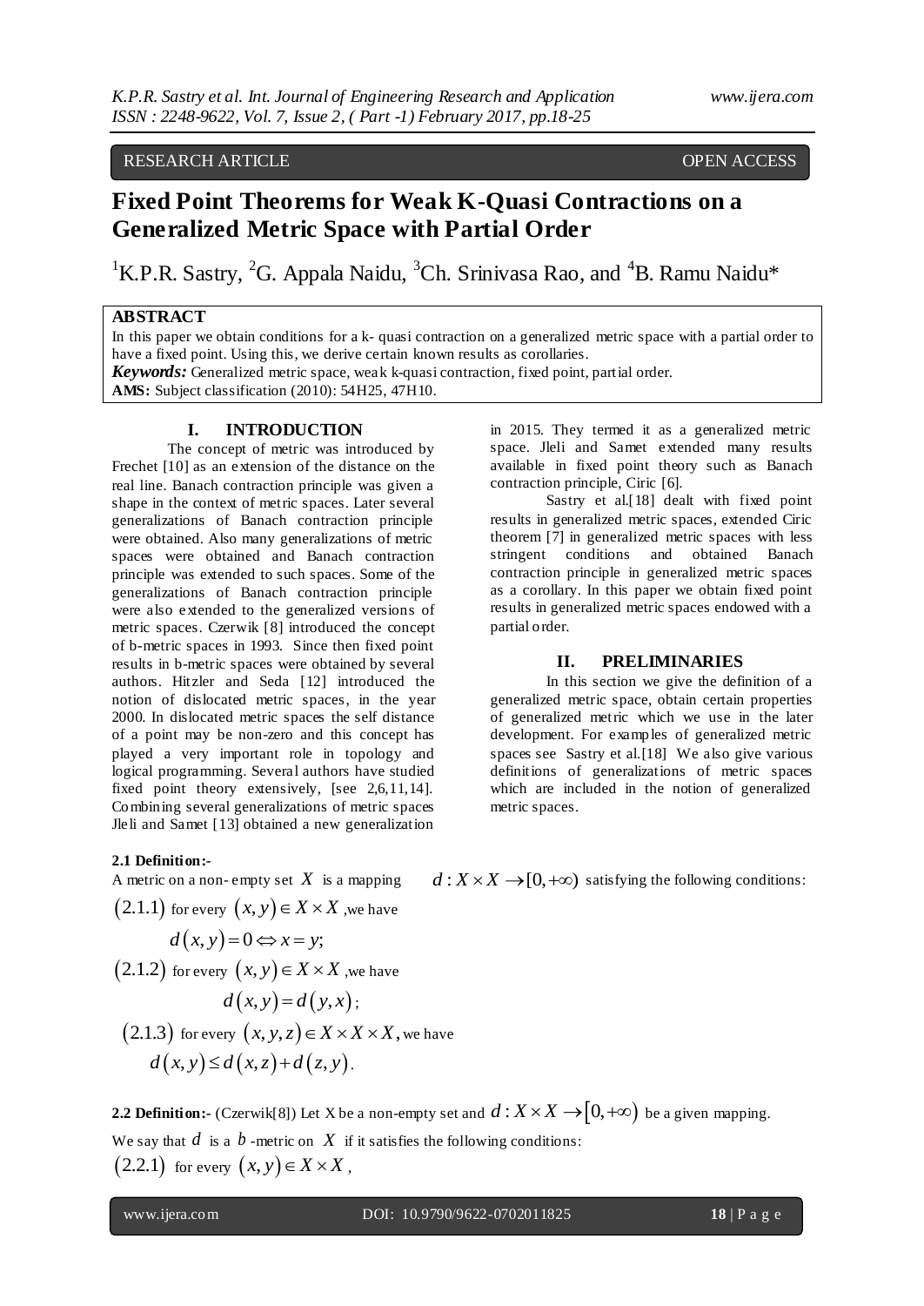RESEARCH ARTICLE OPEN ACCESS

# Fixed Point Theorems for Weak K-Quasi Contractions on a Generalized Metric Space with Partial Order

[1]K.P.R. Sastry, [2]G. Appala Naidu, [3]Ch. Srinivasa Rao, and [4]B. Ramu Naidu*

## ABSTRACT

In this paper we obtain conditions for a k- quasi contraction on a generalized metric space with a partial order to have a fixed point. Using this, we derive certain known results as corollaries.

***Keywords:*** Generalized metric space, weak k-quasi contraction, fixed point, partial order.

**AMS:** Subject classification (2010): 54H25, 47H10.

## I. INTRODUCTION

The concept of metric was introduced by Frechet [10] as an extension of the distance on the real line. Banach contraction principle was given a shape in the context of metric spaces. Later several generalizations of Banach contraction principle were obtained. Also many generalizations of metric spaces were obtained and Banach contraction principle was extended to such spaces. Some of the generalizations of Banach contraction principle were also extended to the generalized versions of metric spaces. Czerwik [8] introduced the concept of b-metric spaces in 1993. Since then fixed point results in b-metric spaces were obtained by several authors. Hitzler and Seda [12] introduced the notion of dislocated metric spaces, in the year 2000. In dislocated metric spaces the self distance of a point may be non-zero and this concept has played a very important role in topology and logical programming. Several authors have studied fixed point theory extensively, [see 2,6,11,14]. Combining several generalizations of metric spaces Jleli and Samet [13] obtained a new generalization in 2015. They termed it as a generalized metric space. Jleli and Samet extended many results available in fixed point theory such as Banach contraction principle, Ciric [6].

Sastry et al.[18] dealt with fixed point results in generalized metric spaces, extended Ciric theorem [7] in generalized metric spaces with less stringent conditions and obtained Banach contraction principle in generalized metric spaces as a corollary. In this paper we obtain fixed point results in generalized metric spaces endowed with a partial order.

## II. PRELIMINARIES

In this section we give the definition of a generalized metric space, obtain certain properties of generalized metric which we use in the later development. For examples of generalized metric spaces see Sastry et al.[18] We also give various definitions of generalizations of metric spaces which are included in the notion of generalized metric spaces.

**2.1 Definition:-**

A metric on a non- empty set $X$ is a mapping $d: X\times X \to [0,+\infty)$ satisfying the following conditions:

$(2.1.1)$ for every $(x,y)\in X\times X$, we have

$$d(x,y)=0 \Leftrightarrow x=y;$$

$(2.1.2)$ for every $(x,y)\in X\times X$, we have

$$d(x,y)=d(y,x);$$

$(2.1.3)$ for every $(x,y,z)\in X\times X\times X$, we have

$$d(x,y)\le d(x,z)+d(z,y).$$

**2.2 Definition:-** (Czerwik[8]) Let X be a non-empty set and $d: X\times X \to [0,+\infty)$ be a given mapping.

We say that $d$ is a $b$-metric on $X$ if it satisfies the following conditions:

$(2.2.1)$ for every $(x,y)\in X\times X$,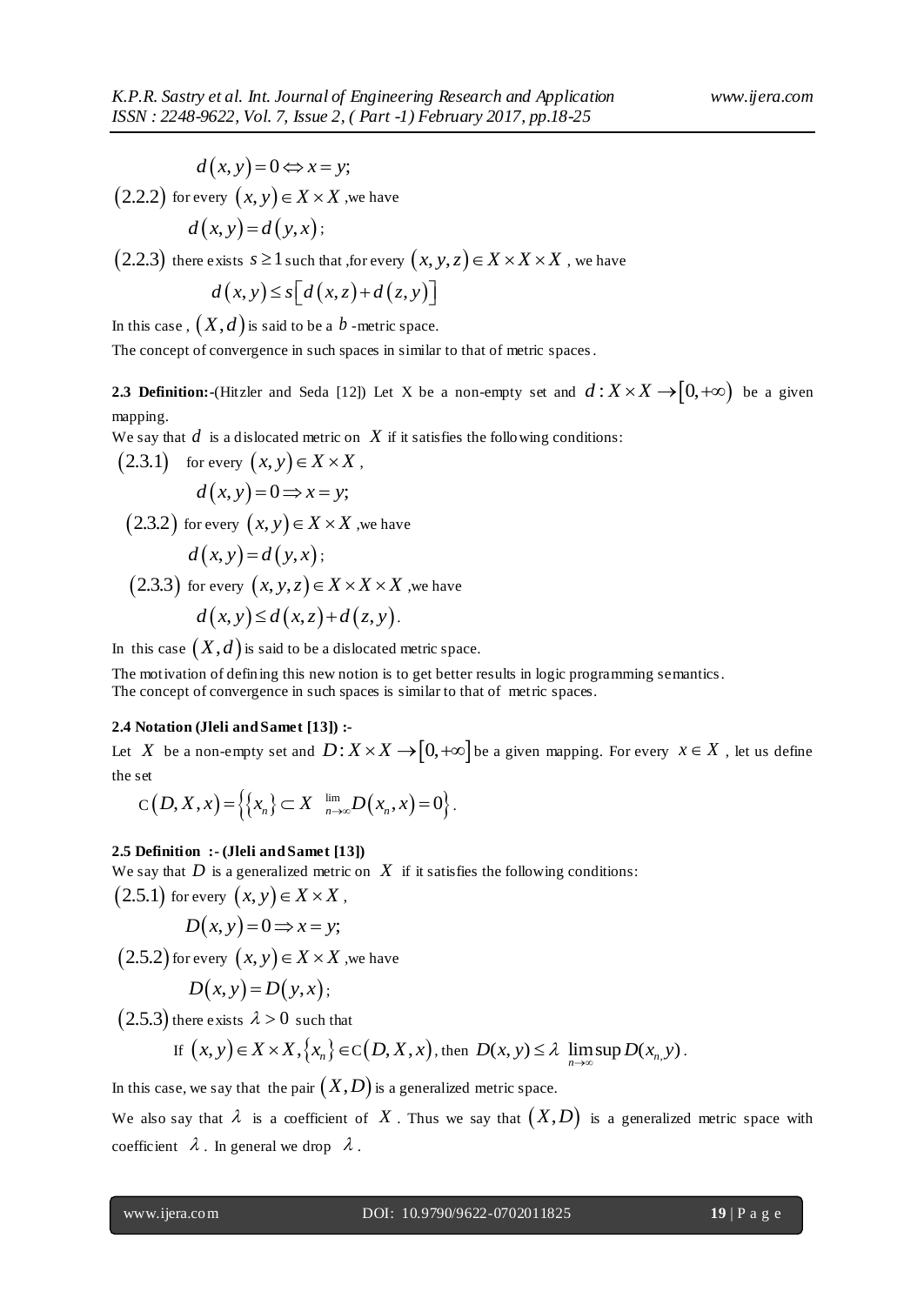$$d(x,y)=0 \Leftrightarrow x=y;$$

$(2.2.2)$ for every $(x,y)\in X\times X$ ,we have

$$d(x,y)=d(y,x);$$

$(2.2.3)$ there exists $s\geq 1$ such that ,for every $(x,y,z)\in X\times X\times X$ , we have

$$d(x,y)\leq s\left[d(x,z)+d(z,y)\right]$$

In this case , $(X,d)$ is said to be a $b$ -metric space.

The concept of convergence in such spaces in similar to that of metric spaces.

**2.3 Definition:-**(Hitzler and Seda [12]) Let X be a non-empty set and $d:X\times X\rightarrow[0,+\infty)$ be a given mapping.

We say that $d$ is a dislocated metric on $X$ if it satisfies the following conditions:

$(2.3.1)$ for every $(x,y)\in X\times X$ ,

$$d(x,y)=0\Rightarrow x=y;$$

$(2.3.2)$ for every $(x,y)\in X\times X$ ,we have

$$d(x,y)=d(y,x);$$

$(2.3.3)$ for every $(x,y,z)\in X\times X\times X$ ,we have

$$d(x,y)\leq d(x,z)+d(z,y).$$

In this case $(X,d)$ is said to be a dislocated metric space.

The motivation of defining this new notion is to get better results in logic programming semantics.
The concept of convergence in such spaces is similar to that of metric spaces.

**2.4 Notation (Jleli and Samet [13]) :-**

Let $X$ be a non-empty set and $D:X\times X\rightarrow[0,+\infty]$ be a given mapping. For every $x\in X$ , let us define the set

$$\mathrm{C}(D,X,x)=\left\{\{x_n\}\subset X \ \ \lim_{n\to\infty}D(x_n,x)=0\right\}.$$

**2.5 Definition :- (Jleli and Samet [13])**

We say that $D$ is a generalized metric on $X$ if it satisfies the following conditions:

$(2.5.1)$ for every $(x,y)\in X\times X$ ,

$$D(x,y)=0\Rightarrow x=y;$$

$(2.5.2)$ for every $(x,y)\in X\times X$ ,we have

$$D(x,y)=D(y,x);$$

$(2.5.3)$ there exists $\lambda>0$ such that

If $(x,y)\in X\times X,\{x_n\}\in\mathrm{C}(D,X,x)$, then $D(x,y)\leq\lambda\ \limsup\limits_{n\to\infty}D(x_n,y)$.

In this case, we say that the pair $(X,D)$ is a generalized metric space.

We also say that $\lambda$ is a coefficient of $X$ . Thus we say that $(X,D)$ is a generalized metric space with coefficient $\lambda$ . In general we drop $\lambda$ .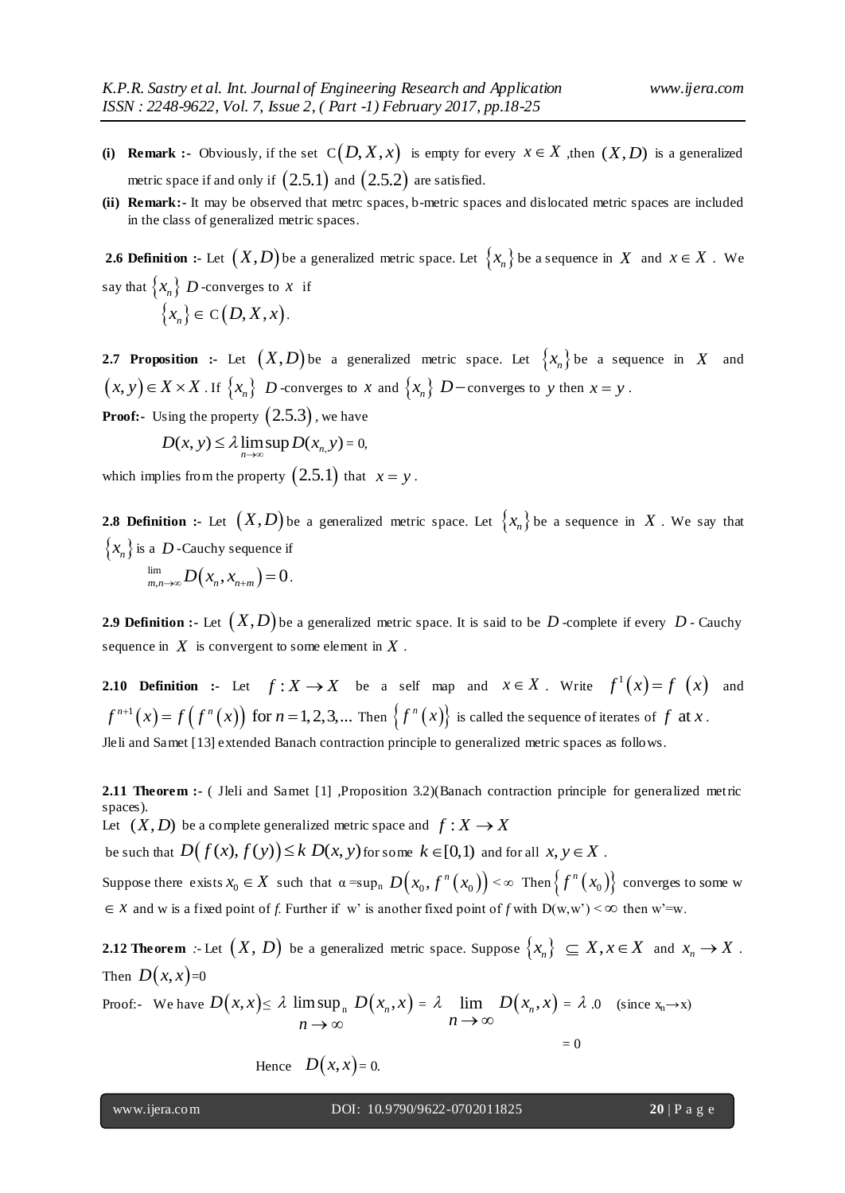**(i) Remark :-** Obviously, if the set $C(D, X, x)$ is empty for every $x \in X$ ,then $(X, D)$ is a generalized metric space if and only if $(2.5.1)$ and $(2.5.2)$ are satisfied.

**(ii) Remark:-** It may be observed that metrc spaces, b-metric spaces and dislocated metric spaces are included in the class of generalized metric spaces.

**2.6 Definition :-** Let $(X, D)$ be a generalized metric space. Let $\{x_n\}$ be a sequence in $X$ and $x \in X$ . We say that $\{x_n\}$ $D$-converges to $x$ if

$$\{x_n\} \in C(D, X, x).$$

**2.7 Proposition :-** Let $(X, D)$ be a generalized metric space. Let $\{x_n\}$ be a sequence in $X$ and $(x, y) \in X \times X$ . If $\{x_n\}$ $D$-converges to $x$ and $\{x_n\}$ $D-$converges to $y$ then $x = y$ .

**Proof:-** Using the property $(2.5.3)$ , we have

$$D(x, y) \le \lambda \limsup_{n \to \infty} D(x_n, y) = 0,$$

which implies from the property $(2.5.1)$ that $x = y$ .

**2.8 Definition :-** Let $(X, D)$ be a generalized metric space. Let $\{x_n\}$ be a sequence in $X$ . We say that $\{x_n\}$ is a $D$-Cauchy sequence if

$$\lim_{m,n \to \infty} D(x_n, x_{n+m}) = 0.$$

**2.9 Definition :-** Let $(X, D)$ be a generalized metric space. It is said to be $D$-complete if every $D$- Cauchy sequence in $X$ is convergent to some element in $X$ .

**2.10 Definition :-** Let $f : X \to X$ be a self map and $x \in X$ . Write $f^1(x) = f(x)$ and $f^{n+1}(x) = f(f^n(x))$ for $n = 1, 2, 3, \ldots$ Then $\{f^n(x)\}$ is called the sequence of iterates of $f$ at $x$ .
Jleli and Samet [13] extended Banach contraction principle to generalized metric spaces as follows.

**2.11 Theorem :-** ( Jleli and Samet [1] ,Proposition 3.2)(Banach contraction principle for generalized metric spaces).
Let $(X, D)$ be a complete generalized metric space and $f : X \to X$
be such that $D(f(x), f(y)) \le k\, D(x, y)$ for some $k \in [0,1)$ and for all $x, y \in X$ .
Suppose there exists $x_0 \in X$ such that $\alpha = \sup_n D(x_0, f^n(x_0)) < \infty$ Then $\{f^n(x_0)\}$ converges to some w $\in X$ and w is a fixed point of *f.* Further if w' is another fixed point of *f* with $D(w,w') < \infty$ then w'=w.

**2.12 Theorem** :- Let $(X, D)$ be a generalized metric space. Suppose $\{x_n\} \subseteq X, x \in X$ and $x_n \to X$ . Then $D(x, x)$=0

Proof:- We have $D(x, x) \le \lambda \limsup_{n \to \infty} D(x_n, x) = \lambda \lim_{n \to \infty} D(x_n, x) = \lambda .0$ (since $x_n \to x$)
$= 0$

Hence $D(x, x)$= 0.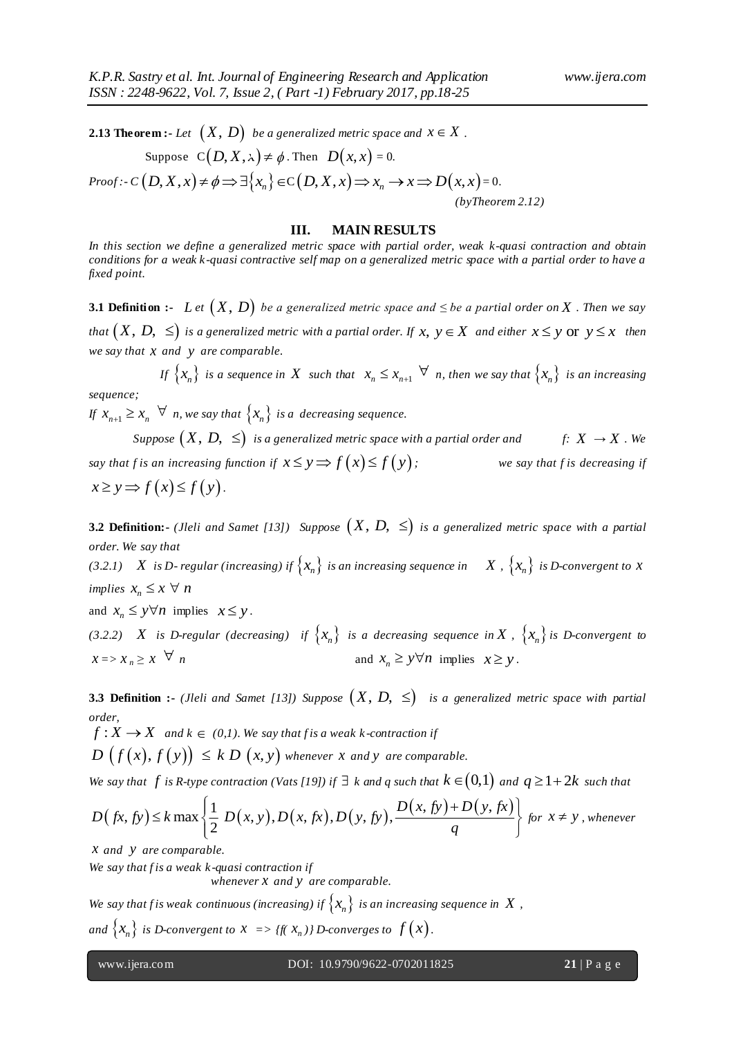**2.13 Theorem :-** *Let* $(X, D)$ *be a generalized metric space and* $x \in X$ .

Suppose $C(D, X, \lambda) \neq \phi$ . Then $D(x,x) = 0$.

*Proof :-* $C(D, X, x) \neq \phi \Rightarrow \exists \{x_n\} \in C(D, X, x) \Rightarrow x_n \to x \Rightarrow D(x,x) = 0$.

*(byTheorem 2.12)*

## III. MAIN RESULTS

*In this section we define a generalized metric space with partial order, weak k-quasi contraction and obtain conditions for a weak k-quasi contractive self map on a generalized metric space with a partial order to have a fixed point.*

**3.1 Definition :-** *Let* $(X, D)$ *be a generalized metric space and* $\leq$ *be a partial order on* $X$ *. Then we say that* $(X, D, \leq)$ *is a generalized metric with a partial order. If* $x, y \in X$ *and either* $x \leq y$ or $y \leq x$ *then we say that* $x$ *and* $y$ *are comparable.*

*If* $\{x_n\}$ *is a sequence in* $X$ *such that* $x_n \leq x_{n+1}$ $\forall$ *n, then we say that* $\{x_n\}$ *is an increasing sequence;*

*If* $x_{n+1} \geq x_n$ $\forall$ *n, we say that* $\{x_n\}$ *is a decreasing sequence.*

*Suppose* $(X, D, \leq)$ *is a generalized metric space with a partial order and* $f: X \to X$ *. We say that f is an increasing function if* $x \leq y \Rightarrow f(x) \leq f(y)$ *; we say that f is decreasing if* $x \geq y \Rightarrow f(x) \leq f(y)$.

**3.2 Definition:-** *(Jleli and Samet [13]) Suppose* $(X, D, \leq)$ *is a generalized metric space with a partial order. We say that*

*(3.2.1)* $X$ *is D- regular (increasing) if* $\{x_n\}$ *is an increasing sequence in* $X$ *,* $\{x_n\}$ *is D-convergent to* $x$ *implies* $x_n \leq x$ $\forall$ $n$

and $x_n \leq y \forall n$ implies $x \leq y$ .

*(3.2.2)* $X$ *is D-regular (decreasing) if* $\{x_n\}$ *is a decreasing sequence in* $X$ *,* $\{x_n\}$ *is D-convergent to* $x \Rightarrow x_n \geq x$ $\forall$ *n* and $x_n \geq y \forall n$ implies $x \geq y$ .

**3.3 Definition :-** *(Jleli and Samet [13]) Suppose* $(X, D, \leq)$ *is a generalized metric space with partial order,*

$f: X \to X$ *and* $k \in (0,1)$*. We say that f is a weak k-contraction if*

$D(f(x), f(y)) \leq k\, D(x,y)$ *whenever* $x$ *and* $y$ *are comparable.*

*We say that* $f$ *is R-type contraction (Vats [19]) if* $\exists$ *k and q such that* $k \in (0,1)$ *and* $q \geq 1+2k$ *such that*

$$D(fx, fy) \leq k \max\left\{\frac{1}{2}\, D(x,y), D(x, fx), D(y, fy), \frac{D(x, fy) + D(y, fx)}{q}\right\}$$ *for* $x \neq y$ *, whenever* $x$ *and* $y$ *are comparable.*

*We say that f is a weak k-quasi contraction if*

*whenever* $x$ *and* $y$ *are comparable.*

*We say that f is weak continuous (increasing) if* $\{x_n\}$ *is an increasing sequence in* $X$ *, and* $\{x_n\}$ *is D-convergent to* $x$ $\Rightarrow$ $\{f(x_n)\}$ *D-converges to* $f(x)$.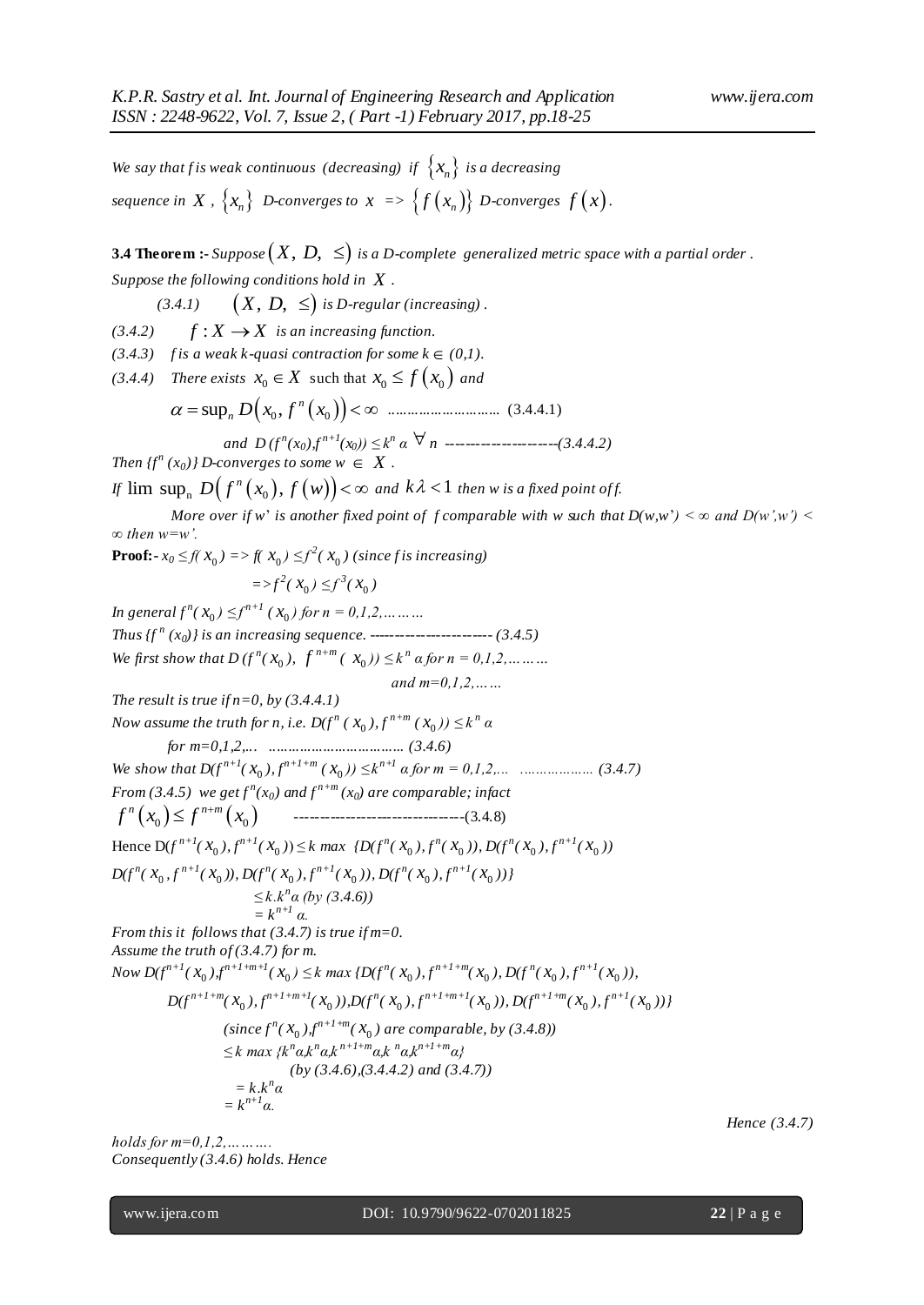*We say that f is weak continuous (decreasing) if* $\{x_n\}$ *is a decreasing sequence in* $X$ , $\{x_n\}$ *D-converges to* $x$ => $\{f(x_n)\}$ *D-converges* $f(x)$.

**3.4 Theorem :-** *Suppose* $(X, D, \leq)$ *is a D-complete generalized metric space with a partial order. Suppose the following conditions hold in* $X$ .

*(3.4.1)* $(X, D, \leq)$ *is D-regular (increasing).*

*(3.4.2)* $f : X \to X$ *is an increasing function.*

*(3.4.3)* *f is a weak k-quasi contraction for some* $k \in (0,1)$.

*(3.4.4)* *There exists* $x_0 \in X$ such that $x_0 \leq f(x_0)$ *and*

$$\alpha = \sup_n D(x_0, f^n(x_0)) < \infty \quad \text{.......................... (3.4.4.1)}$$

$$\text{and } D(f^n(x_0), f^{n+1}(x_0)) \leq k^n \alpha \ \forall \ n \quad \text{--------------------(3.4.4.2)}$$

*Then* $\{f^n(x_0)\}$ *D-converges to some* $w \in X$ .

*If* $\lim \sup_n D(f^n(x_0), f(w)) < \infty$ *and* $k\lambda < 1$ *then w is a fixed point of f.*

*More over if w' is another fixed point of f comparable with w such that* $D(w,w') < \infty$ *and* $D(w',w') < \infty$ *then* $w=w'$.

**Proof:-** $x_0 \leq f(x_0) \Rightarrow f(x_0) \leq f^2(x_0)$ *(since f is increasing)*

$\Rightarrow f^2(x_0) \leq f^3(x_0)$

*In general* $f^n(x_0) \leq f^{n+1}(x_0)$ *for* $n = 0,1,2,\ldots\ldots$

*Thus* $\{f^n(x_0)\}$ *is an increasing sequence.* ------------------------ *(3.4.5)*

*We first show that* $D(f^n(x_0), f^{n+m}(x_0)) \leq k^n \alpha$ *for* $n = 0,1,2,\ldots\ldots$ *and* $m=0,1,2,\ldots$

*The result is true if n=0, by (3.4.4.1)*

*Now assume the truth for n, i.e.* $D(f^n(x_0), f^{n+m}(x_0)) \leq k^n \alpha$

*for m=0,1,2,... ................................. (3.4.6)*

*We show that* $D(f^{n+1}(x_0), f^{n+1+m}(x_0)) \leq k^{n+1} \alpha$ *for* $m = 0,1,2,\ldots$ *................. (3.4.7)*

*From (3.4.5) we get* $f^n(x_0)$ *and* $f^{n+m}(x_0)$ *are comparable; infact*

$$f^n(x_0) \leq f^{n+m}(x_0) \quad \text{--------------------------------(3.4.8)}$$

Hence $D(f^{n+1}(x_0), f^{n+1}(x_0)) \leq k \max \{D(f^n(x_0), f^n(x_0)), D(f^n(x_0), f^{n+1}(x_0))$

$D(f^n(x_0), f^{n+1}(x_0)), D(f^n(x_0), f^{n+1}(x_0)), D(f^n(x_0), f^{n+1}(x_0))\}$

$\leq k.k^n\alpha$ *(by (3.4.6))*

$= k^{n+1}\alpha.$

*From this it follows that (3.4.7) is true if m=0.*

*Assume the truth of (3.4.7) for m.*

*Now* $D(f^{n+1}(x_0), f^{n+1+m+1}(x_0)) \leq k \max \{D(f^n(x_0), f^{n+1+m}(x_0)), D(f^n(x_0), f^{n+1}(x_0)),$

$D(f^{n+1+m}(x_0), f^{n+1+m+1}(x_0)), D(f^n(x_0), f^{n+1+m+1}(x_0)), D(f^{n+1+m}(x_0), f^{n+1}(x_0))\}$

*(since* $f^n(x_0), f^{n+1+m}(x_0)$ *are comparable, by (3.4.8))*

$\leq k \max \{k^n\alpha, k^n\alpha, k^{n+1+m}\alpha, k^n\alpha, k^{n+1+m}\alpha\}$

*(by (3.4.6),(3.4.4.2) and (3.4.7))*

$= k.k^n\alpha$

$= k^{n+1}\alpha.$

*Hence (3.4.7) holds for m=0,1,2,……….*

*Consequently (3.4.6) holds. Hence*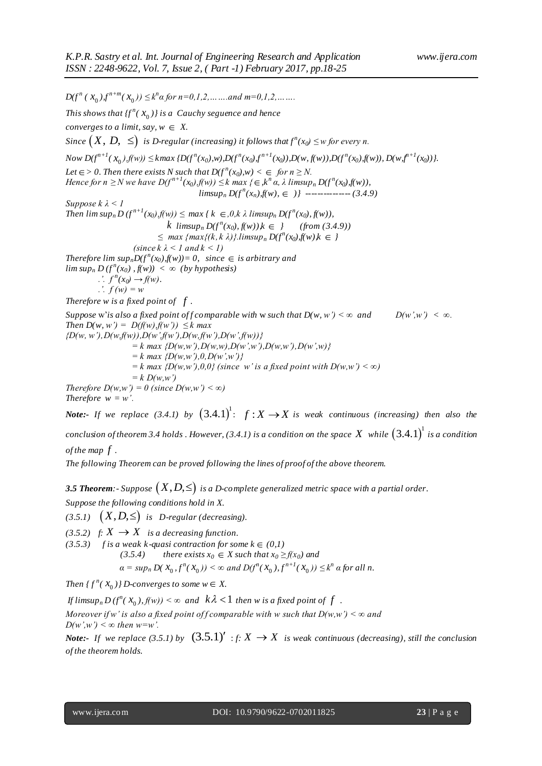$D(f^n(x_0), f^{n+m}(x_0)) \le k^n \alpha$ for $n=0,1,2,\ldots\ldots$ and $m=0,1,2,\ldots\ldots$

*This shows that $\{f^n(x_0)\}$ is a Cauchy seguence and hence converges to a limit, say, $w \in X$.*

*Since $(X, D, \le)$ is D-regular (increasing) it follows that $f^n(x_0) \le w$ for every n.*

*Now* $D(f^{n+1}(x_0), f(w)) \le k\max\{D(f^n(x_0),w), D(f^n(x_0),f^{n+1}(x_0)), D(w,f(w)), D(f^n(x_0),f(w)), D(w,f^{n+1}(x_0))\}$.

*Let $\in > 0$. Then there exists N such that $D(f^n(x_0),w) < \in$ for $n \ge N$.*

*Hence for $n \ge N$ we have*

$$D(f^{n+1}(x_0),f(w)) \le k\max\{\in, k^n\alpha, \lambda\limsup_n D(f^n(x_0),f(w)), \limsup_n D(f^n(x_n),f(w), \in)\} \quad \text{-------------- (3.4.9)}$$

*Suppose $k\lambda < 1$*

*Then*

$$\limsup_n D(f^{n+1}(x_0),f(w)) \le \max\{k\in, 0, k\lambda \limsup_n D(f^n(x_0),f(w)), k\limsup_n D(f^n(x_0),f(w)), k\in\} \quad \text{(from (3.4.9))}$$

$$\le \max\{\max\{(k, k\lambda)\}.\limsup_n D(f^n(x_0),f(w)), k\in\}$$

(since $k\lambda < 1$ and $k < 1$)

*Therefore $\limsup_n D(f^n(x_0),f(w)) = 0$, since $\in$ is arbitrary and $\limsup_n D(f^n(x_0), f(w)) < \infty$ (by hypothesis)*

$\therefore f^n(x_0) \to f(w)$.

$\therefore f(w) = w$

*Therefore w is a fixed point of $f$.*

*Suppose w' is also a fixed point of f comparable with w such that $D(w,w') < \infty$ and $D(w',w') < \infty$.*

*Then*

$$D(w,w') = D(f(w),f(w')) \le k\max\{D(w,w'), D(w,f(w)), D(w',f(w')), D(w,f(w')), D(w',f(w))\}$$

$$= k\max\{D(w,w'), D(w,w), D(w',w'), D(w,w'), D(w',w)\}$$

$$= k\max\{D(w,w'), 0, D(w',w')\}$$

$$= k\max\{D(w,w'), 0, 0\} \text{ (since } w' \text{ is a fixed point with } D(w,w') < \infty)$$

$$= k\,D(w,w')$$

*Therefore $D(w,w') = 0$ (since $D(w,w') < \infty$)*

*Therefore $w = w'$.*

***Note:-*** *If we replace (3.4.1) by $(3.4.1)^1$: $f: X \to X$ is weak continuous (increasing) then also the conclusion of theorem 3.4 holds. However, (3.4.1) is a condition on the space $X$ while $(3.4.1)^1$ is a condition of the map $f$.*

*The following Theorem can be proved following the lines of proof of the above theorem.*

***3.5 Theorem**:- Suppose $(X, D, \le)$ is a D-complete generalized metric space with a partial order.*

*Suppose the following conditions hold in X.*

*(3.5.1) $(X, D, \le)$ is D-regular (decreasing).*

*(3.5.2) f: $X \to X$ is a decreasing function.*

*(3.5.3) f is a weak k-quasi contraction for some $k \in (0,1)$*

*(3.5.4) there exists $x_0 \in X$ such that $x_0 \ge f(x_0)$ and $\alpha = \sup_n D(x_0, f^n(x_0)) < \infty$ and $D(f^n(x_0), f^{n+1}(x_0)) \le k^n\alpha$ for all n.*

*Then $\{f^n(x_0)\}$ D-converges to some $w \in X$.*

*If $\limsup_n D(f^n(x_0), f(w)) < \infty$ and $k\lambda < 1$ then w is a fixed point of $f$.*

*Moreover if w' is also a fixed point of f comparable with w such that $D(w,w') < \infty$ and $D(w',w') < \infty$ then $w=w'$.*

***Note:-*** *If we replace (3.5.1) by $(3.5.1)'$ : f: $X \to X$ is weak continuous (decreasing), still the conclusion of the theorem holds.*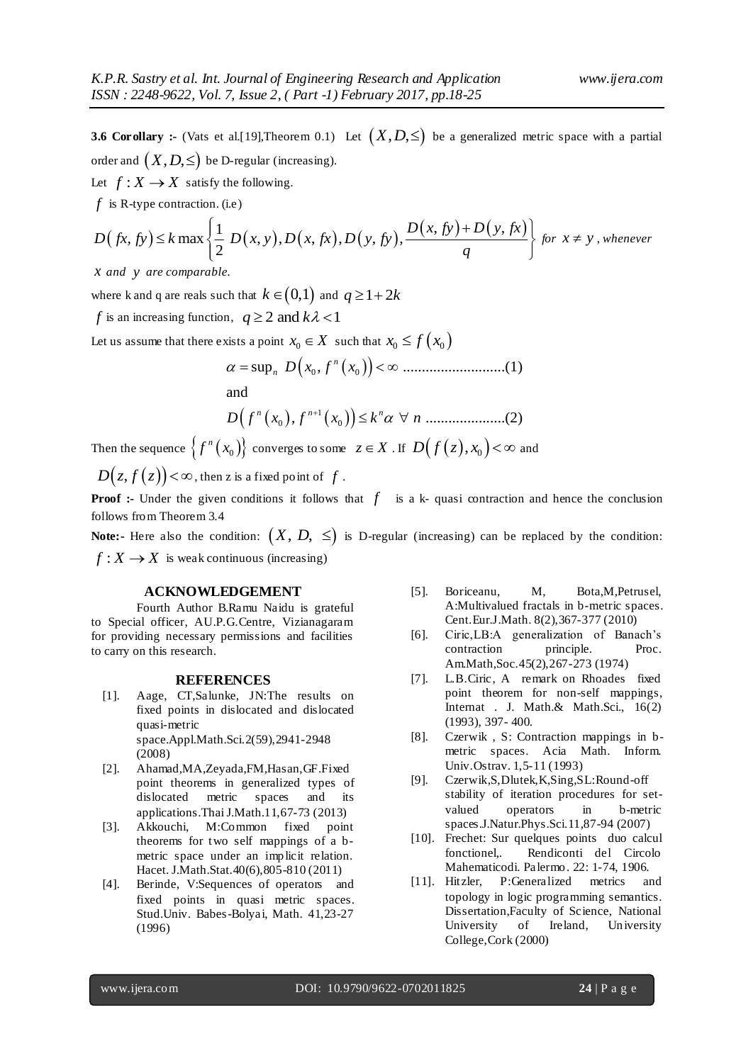**3.6 Corollary :-** (Vats et al.[19],Theorem 0.1) Let $(X, D, \leq)$ be a generalized metric space with a partial order and $(X, D, \leq)$ be D-regular (increasing).

Let $f : X \to X$ satisfy the following.

$f$ is R-type contraction. (i.e)

$$D(fx, fy) \leq k \max\left\{\frac{1}{2} D(x, y), D(x, fx), D(y, fy), \frac{D(x, fy) + D(y, fx)}{q}\right\} \text{ for } x \neq y \text{, whenever}$$

*$x$ and $y$ are comparable.*

where k and q are reals such that $k \in (0,1)$ and $q \geq 1 + 2k$

$f$ is an increasing function, $q \geq 2$ and $k\lambda < 1$

Let us assume that there exists a point $x_0 \in X$ such that $x_0 \leq f(x_0)$

$$\alpha = \sup_n D(x_0, f^n(x_0)) < \infty \text{ ..........................(1)}$$

and

$$D(f^n(x_0), f^{n+1}(x_0)) \leq k^n \alpha \ \forall\ n \text{ ....................(2)}$$

Then the sequence $\{f^n(x_0)\}$ converges to some $z \in X$. If $D(f(z), x_0) < \infty$ and $D(z, f(z)) < \infty$, then z is a fixed point of $f$.

**Proof :-** Under the given conditions it follows that $f$ is a k- quasi contraction and hence the conclusion follows from Theorem 3.4

**Note:-** Here also the condition: $(X, D, \leq)$ is D-regular (increasing) can be replaced by the condition: $f : X \to X$ is weak continuous (increasing)

## ACKNOWLEDGEMENT

Fourth Author B.Ramu Naidu is grateful to Special officer, AU.P.G.Centre, Vizianagaram for providing necessary permissions and facilities to carry on this research.

## REFERENCES

[1]. Aage, CT,Salunke, JN:The results on fixed points in dislocated and dislocated quasi-metric space.Appl.Math.Sci.2(59),2941-2948 (2008)

[2]. Ahamad,MA,Zeyada,FM,Hasan,GF.Fixed point theorems in generalized types of dislocated metric spaces and its applications.Thai J.Math.11,67-73 (2013)

[3]. Akkouchi, M:Common fixed point theorems for two self mappings of a b-metric space under an implicit relation. Hacet. J.Math.Stat.40(6),805-810 (2011)

[4]. Berinde, V:Sequences of operators and fixed points in quasi metric spaces. Stud.Univ. Babes-Bolyai, Math. 41,23-27 (1996)

[5]. Boriceanu, M, Bota,M,Petrusel, A:Multivalued fractals in b-metric spaces. Cent.Eur.J.Math. 8(2),367-377 (2010)

[6]. Ciric,LB:A generalization of Banach's contraction principle. Proc. Am.Math,Soc.45(2),267-273 (1974)

[7]. L.B.Ciric, A remark on Rhoades fixed point theorem for non-self mappings, Internat . J. Math.& Math.Sci., 16(2) (1993), 397- 400.

[8]. Czerwik , S: Contraction mappings in b-metric spaces. Acia Math. Inform. Univ.Ostrav. 1,5-11 (1993)

[9]. Czerwik,S,Dlutek,K,Sing,SL:Round-off stability of iteration procedures for set-valued operators in b-metric spaces.J.Natur.Phys.Sci.11,87-94 (2007)

[10]. Frechet: Sur quelques points duo calcul fonctionel,. Rendiconti del Circolo Mahematicodi. Palermo. 22: 1-74, 1906.

[11]. Hitzler, P:Generalized metrics and topology in logic programming semantics. Dissertation,Faculty of Science, National University of Ireland, University College,Cork (2000)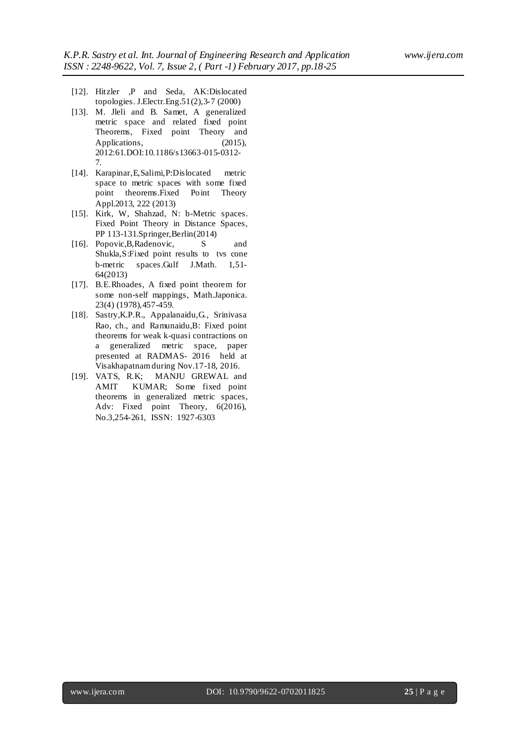[12]. Hitzler ,P and Seda, AK:Dislocated topologies. J.Electr.Eng.51(2),3-7 (2000)

[13]. M. Jleli and B. Samet, A generalized metric space and related fixed point Theorems, Fixed point Theory and Applications, (2015), 2012:61.DOI:10.1186/s13663-015-0312-7.

[14]. Karapinar,E,Salimi,P:Dislocated metric space to metric spaces with some fixed point theorems.Fixed Point Theory Appl.2013, 222 (2013)

[15]. Kirk, W, Shahzad, N: b-Metric spaces. Fixed Point Theory in Distance Spaces, PP 113-131.Springer,Berlin(2014)

[16]. Popovic,B,Radenovic, S and Shukla,S:Fixed point results to tvs cone b-metric spaces.Gulf J.Math. 1,51-64(2013)

[17]. B.E.Rhoades, A fixed point theorem for some non-self mappings, Math.Japonica. 23(4) (1978),457-459.

[18]. Sastry,K.P.R., Appalanaidu,G., Srinivasa Rao, ch., and Ramunaidu,B: Fixed point theorems for weak k-quasi contractions on a generalized metric space, paper presented at RADMAS- 2016 held at Visakhapatnam during Nov.17-18, 2016.

[19]. VATS, R.K; MANJU GREWAL and AMIT KUMAR; Some fixed point theorems in generalized metric spaces, Adv: Fixed point Theory, 6(2016), No.3,254-261, ISSN: 1927-6303